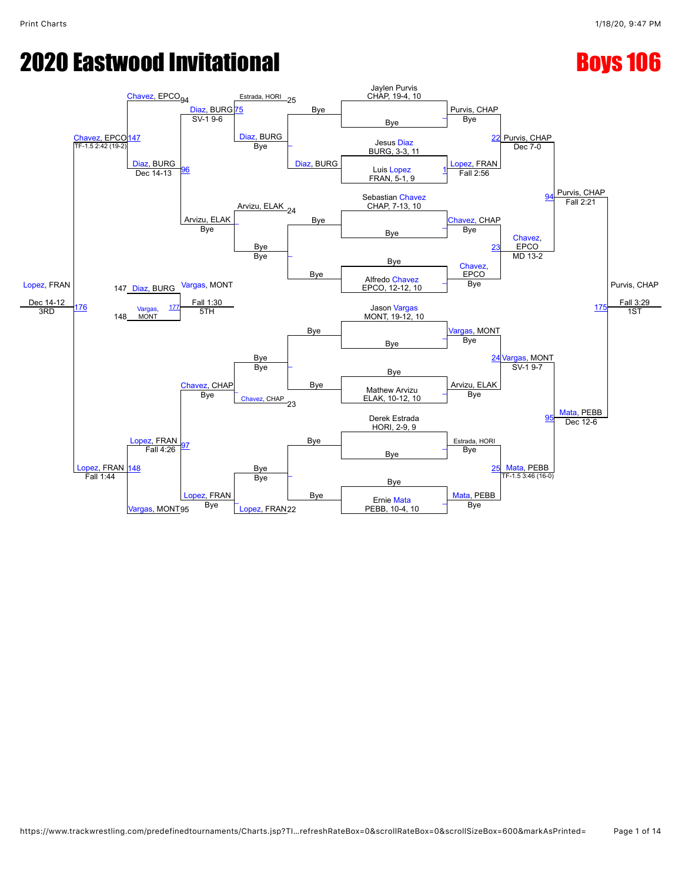# 2020 Eastwood Invitational

## Boys 106

### Championship Bracket

**First Round**

- Jaylen Purvis (CHAP, 19-4, 10) — Bye → Purvis, CHAP (Bye)
- Jesus Diaz (BURG, 3-3, 11) vs. Luis Lopez (FRAN, 5-1, 9) — Match 1 → Lopez, FRAN (Fall 2:56)
- Sebastian Chavez (CHAP, 7-13, 10) — Bye → Chavez, CHAP (Bye)
- Alfredo Chavez (EPCO, 12-12, 10) — Bye → Chavez, EPCO (Bye)
- Jason Vargas (MONT, 19-12, 10) — Bye → Vargas, MONT (Bye)
- Mathew Arvizu (ELAK, 10-12, 10) — Bye → Arvizu, ELAK (Bye)
- Derek Estrada (HORI, 2-9, 9) — Bye → Estrada, HORI (Bye)
- Ernie Mata (PEBB, 10-4, 10) — Bye → Mata, PEBB (Bye)

**Quarterfinals**

- Match 22: Purvis, CHAP vs. Lopez, FRAN → Purvis, CHAP (Dec 7-0)
- Match 23: Chavez, CHAP vs. Chavez, EPCO → Chavez, EPCO (MD 13-2)
- Match 24: Vargas, MONT vs. Arvizu, ELAK → Vargas, MONT (SV-1 9-7)
- Match 25: Estrada, HORI vs. Mata, PEBB → Mata, PEBB (TF-1.5 3:46 (16-0))

**Semifinals**

- Match 94: Purvis, CHAP vs. Chavez, EPCO → Purvis, CHAP (Fall 2:21)
- Match 95: Vargas, MONT vs. Mata, PEBB → Mata, PEBB (Dec 12-6)

**Final (1st Place)**

- Match 175: Purvis, CHAP vs. Mata, PEBB → Purvis, CHAP (Fall 3:29) — 1ST

### Consolation Bracket

**Consolation Round 1**

- Estrada, HORI vs. Diaz, BURG → Diaz, BURG (Bye)
- Diaz, BURG — Bye → Diaz, BURG
- Arvizu, ELAK vs. Bye → Arvizu, ELAK
- Bye vs. Bye
- Bye vs. Bye
- Chavez, CHAP — Bye → Chavez, CHAP
- Bye vs. Bye
- Lopez, FRAN — Bye → Lopez, FRAN

**Consolation Round 2**

- Match 75: Estrada, HORI vs. Diaz, BURG → Diaz, BURG (SV-1 9-6)
- Match 24: Arvizu, ELAK → Arvizu, ELAK (Bye)
- Match 23: Chavez, CHAP → Chavez, CHAP (Bye)
- Match 22: Lopez, FRAN → Lopez, FRAN (Bye)

**Consolation Quarterfinals**

- Match 96: Chavez, EPCO vs. Diaz, BURG → Diaz, BURG (Dec 14-13)
- Arvizu, ELAK → (Bye)
- Chavez, CHAP → (Bye)
- Match 97: Lopez, FRAN vs. Vargas, MONT → Lopez, FRAN (Fall 4:26)

**Consolation Semifinals**

- Match 147: Chavez, EPCO vs. Diaz, BURG → Chavez, EPCO (TF-1.5 2:42 (19-2))
- Match 148: Lopez, FRAN vs. Vargas, MONT → Lopez, FRAN (Fall 1:44)

**3rd Place**

- Match 176: Chavez, EPCO vs. Lopez, FRAN → Lopez, FRAN (Dec 14-12) — 3RD

**5th Place**

- Match 177: 147 Diaz, BURG vs. 148 Vargas, MONT → Vargas, MONT (Fall 1:30) — 5TH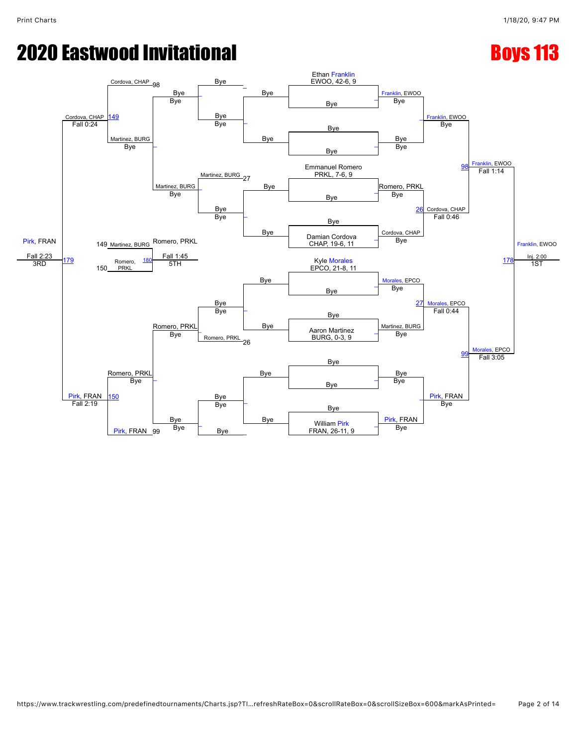# 2020 Eastwood Invitational

# Boys 113

## Championship Bracket

**Seeds:**
- Ethan Franklin, EWOO, 42-6, 9
- Emmanuel Romero, PRKL, 7-6, 9
- Damian Cordova, CHAP, 19-6, 11
- Kyle Morales, EPCO, 21-8, 11
- Aaron Martinez, BURG, 0-3, 9
- William Pirk, FRAN, 26-11, 9

**First Round:**
- Franklin, EWOO — Bye
- Romero, PRKL — Bye
- Cordova, CHAP — Bye
- Morales, EPCO — Bye
- Martinez, BURG — Bye
- Pirk, FRAN — Bye

**Quarterfinals:**
- Franklin, EWOO — Bye
- Match 26: Cordova, CHAP def. Romero, PRKL — Fall 0:46
- Match 27: Morales, EPCO def. Martinez, BURG — Fall 0:44
- Pirk, FRAN — Bye

**Semifinals:**
- Match 98: Franklin, EWOO def. Cordova, CHAP — Fall 1:14
- Match 99: Morales, EPCO def. Pirk, FRAN — Fall 3:05

**Final:**
- Match 178: Franklin, EWOO def. Morales, EPCO — Inj. 2:00 — **1ST**

## Consolation Bracket

- Cordova, CHAP (98) — Bye
- Martinez, BURG (27) — Bye
- Romero, PRKL (26) — Bye
- Pirk, FRAN (99) — Bye
- Match 149: Cordova, CHAP def. Martinez, BURG — Fall 0:24
- Match 150: Pirk, FRAN def. Romero, PRKL — Fall 2:19
- Match 179: Pirk, FRAN def. Cordova, CHAP — Fall 2:23 — **3RD**

## 5th Place

- Match 180: Romero, PRKL (150) def. Martinez, BURG (149) — Fall 1:45 — **5TH**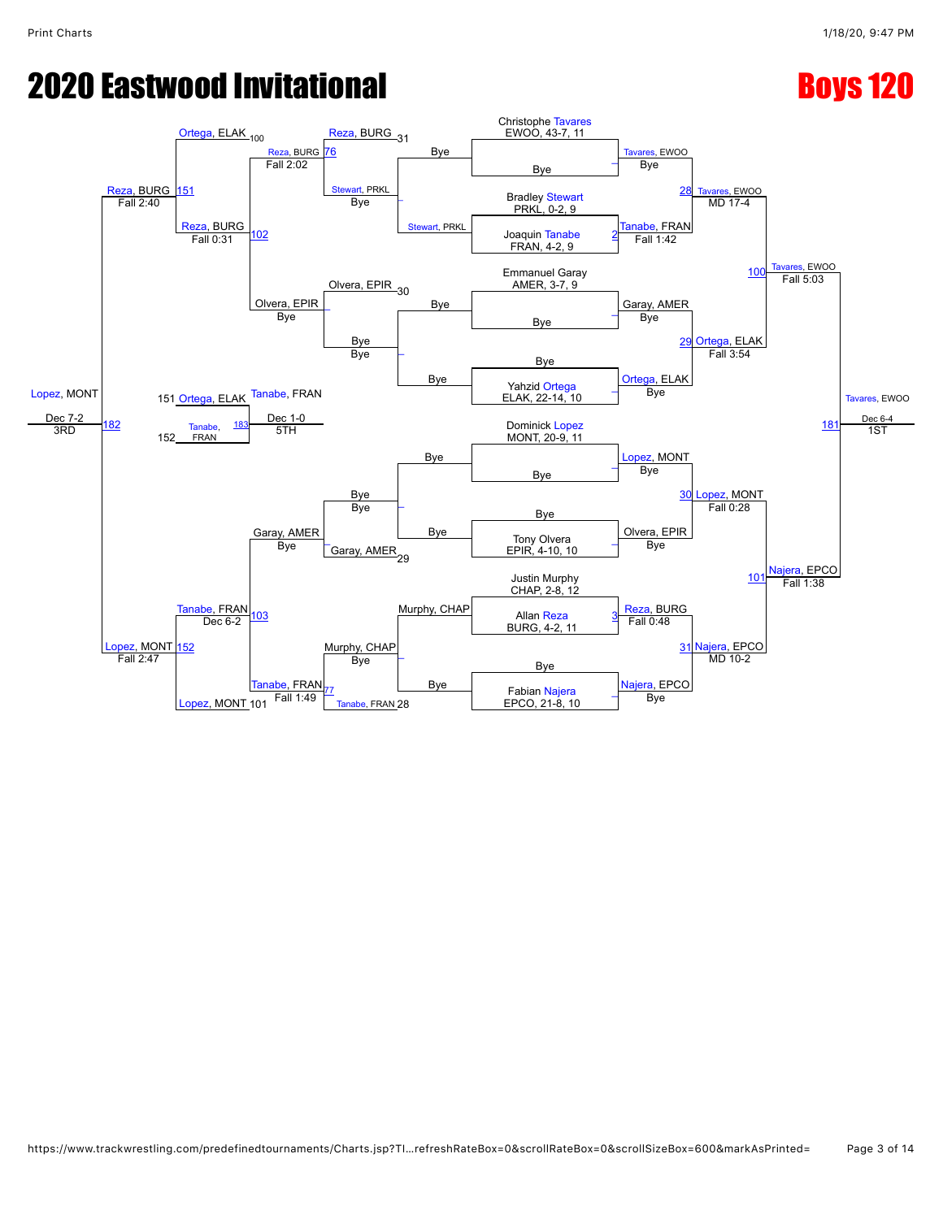# 2020 Eastwood Invitational

## Boys 120

### Championship Bracket

**Seeds / Entries:**
- Christophe Tavares, EWOO, 43-7, 11
- Bye
- Bradley Stewart, PRKL, 0-2, 9
- Joaquin Tanabe, FRAN, 4-2, 9
- Emmanuel Garay, AMER, 3-7, 9
- Bye
- Bye
- Yahzid Ortega, ELAK, 22-14, 10
- Dominick Lopez, MONT, 20-9, 11
- Bye
- Bye
- Tony Olvera, EPIR, 4-10, 10
- Justin Murphy, CHAP, 2-8, 12
- Allan Reza, BURG, 4-2, 11
- Bye
- Fabian Najera, EPCO, 21-8, 10

**First Round:**
- Tavares, EWOO — Bye
- 2: Tanabe, FRAN — Fall 1:42
- Garay, AMER — Bye
- Ortega, ELAK — Bye
- Lopez, MONT — Bye
- Olvera, EPIR — Bye
- 3: Reza, BURG — Fall 0:48
- Najera, EPCO — Bye

**Quarterfinals:**
- 28: Tavares, EWOO — MD 17-4
- 29: Ortega, ELAK — Fall 3:54
- 30: Lopez, MONT — Fall 0:28
- 31: Najera, EPCO — MD 10-2

**Semifinals:**
- 100: Tavares, EWOO — Fall 5:03
- 101: Najera, EPCO — Fall 1:38

**Final:**
- 181: Tavares, EWOO — Dec 6-4 — 1ST

### Consolation Bracket

**Consolation Round 1:**
- Stewart, PRKL — Bye
- Bye — Bye
- Bye — Bye
- Murphy, CHAP — Bye

**Consolation Round 2:**
- Reza, BURG (31) vs Stewart, PRKL — 76: Reza, BURG — Fall 2:02
- Olvera, EPIR (30) vs Bye — Olvera, EPIR — Bye
- Garay, AMER (29) vs Bye — Garay, AMER — Bye
- Murphy, CHAP vs Tanabe, FRAN (28) — 77: Tanabe, FRAN — Fall 1:49

**Consolation Round 3:**
- Ortega, ELAK (100) vs Reza, BURG — 102: Reza, BURG — Fall 0:31
- Lopez, MONT (101) vs Tanabe, FRAN — 103: Tanabe, FRAN — Dec 6-2

**Consolation Semifinals:**
- 151: Reza, BURG — Fall 2:40
- 152: Lopez, MONT — Fall 2:47

**3rd Place:**
- 182: Lopez, MONT — Dec 7-2 — 3RD

**5th Place:**
- 151 Ortega, ELAK vs 152 Tanabe, FRAN — 183: Tanabe, FRAN — Dec 1-0 — 5TH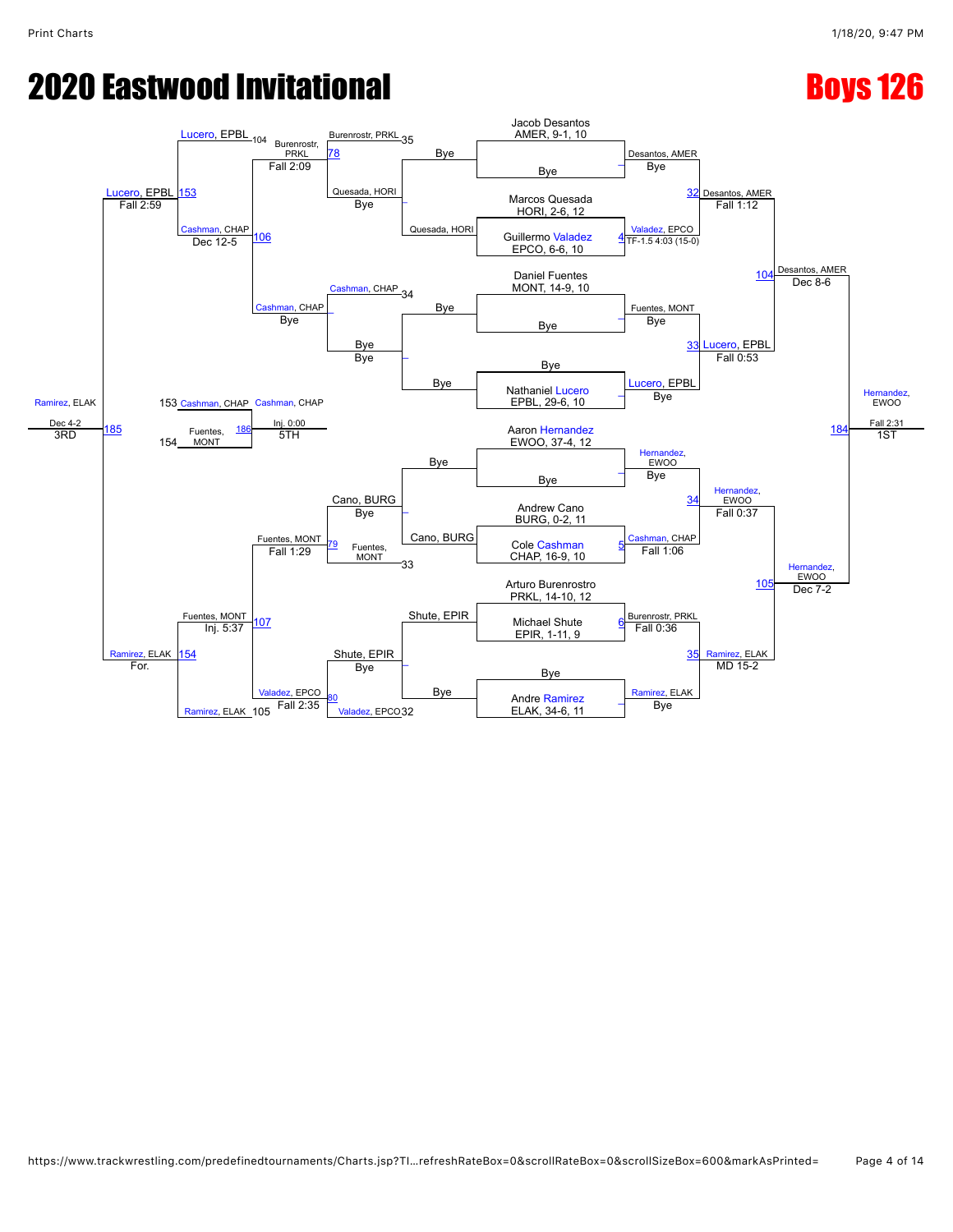# 2020 Eastwood Invitational

# Boys 126

## Championship Bracket

**First Round (Seeds)**

- Jacob Desantos, AMER, 9-1, 10 vs Bye — Desantos, AMER, Bye
- Marcos Quesada, HORI, 2-6, 12 vs Guillermo Valadez, EPCO, 6-6, 10 — Valadez, EPCO, TF-1.5 4:03 (15-0) (4)
- Daniel Fuentes, MONT, 14-9, 10 vs Bye — Fuentes, MONT, Bye
- Bye vs Nathaniel Lucero, EPBL, 29-6, 10 — Lucero, EPBL, Bye
- Aaron Hernandez, EWOO, 37-4, 12 vs Bye — Hernandez, EWOO, Bye
- Andrew Cano, BURG, 0-2, 11 vs Cole Cashman, CHAP, 16-9, 10 — Cashman, CHAP, Fall 1:06 (5)
- Arturo Burenrostro, PRKL, 14-10, 12 vs Michael Shute, EPIR, 1-11, 9 — Burenrostr, PRKL, Fall 0:36 (6)
- Bye vs Andre Ramirez, ELAK, 34-6, 11 — Ramirez, ELAK, Bye

**Quarterfinals**

- (32) Desantos, AMER, Fall 1:12
- (33) Lucero, EPBL, Fall 0:53
- (34) Hernandez, EWOO, Fall 0:37
- (35) Ramirez, ELAK, MD 15-2

**Semifinals**

- (104) Desantos, AMER, Dec 8-6
- (105) Hernandez, EWOO, Dec 7-2

**Final**

- (184) Hernandez, EWOO, Fall 2:31 — 1ST

## Consolation Bracket

**Consolation Round 1**

- Burenrostr, PRKL (35) vs Quesada, HORI — (78) Quesada, HORI, Bye
- Cashman, CHAP (34) vs Bye — Bye, Bye
- Cano, BURG vs Fuentes, MONT (33) — (79) Fuentes, MONT
- Shute, EPIR vs Valadez, EPCO (32) — (80) Valadez, EPCO

**Byes**

- Quesada, HORI vs Bye — Bye
- Bye vs Bye — Bye
- Bye vs Cano, BURG — Cano, BURG, Bye
- Shute, EPIR vs Bye — Shute, EPIR, Bye

**Consolation Round 2**

- Burenrostr, PRKL, Fall 2:09
- Cashman, CHAP, Bye
- Fuentes, MONT, Fall 1:29
- Valadez, EPCO, Fall 2:35

**Consolation Quarterfinals**

- Lucero, EPBL (104) vs Burenrostr, PRKL — (106) Cashman, CHAP, Dec 12-5
- Fuentes, MONT vs Ramirez, ELAK (105) — (107) Fuentes, MONT, Inj. 5:37

**Consolation Semifinals**

- (153) Lucero, EPBL, Fall 2:59
- (154) Ramirez, ELAK, For.

**3rd Place**

- (185) Ramirez, ELAK, Dec 4-2 — 3RD

**5th Place**

- 153 Cashman, CHAP vs 154 Fuentes, MONT — (186) Cashman, CHAP, Inj. 0:00 — 5TH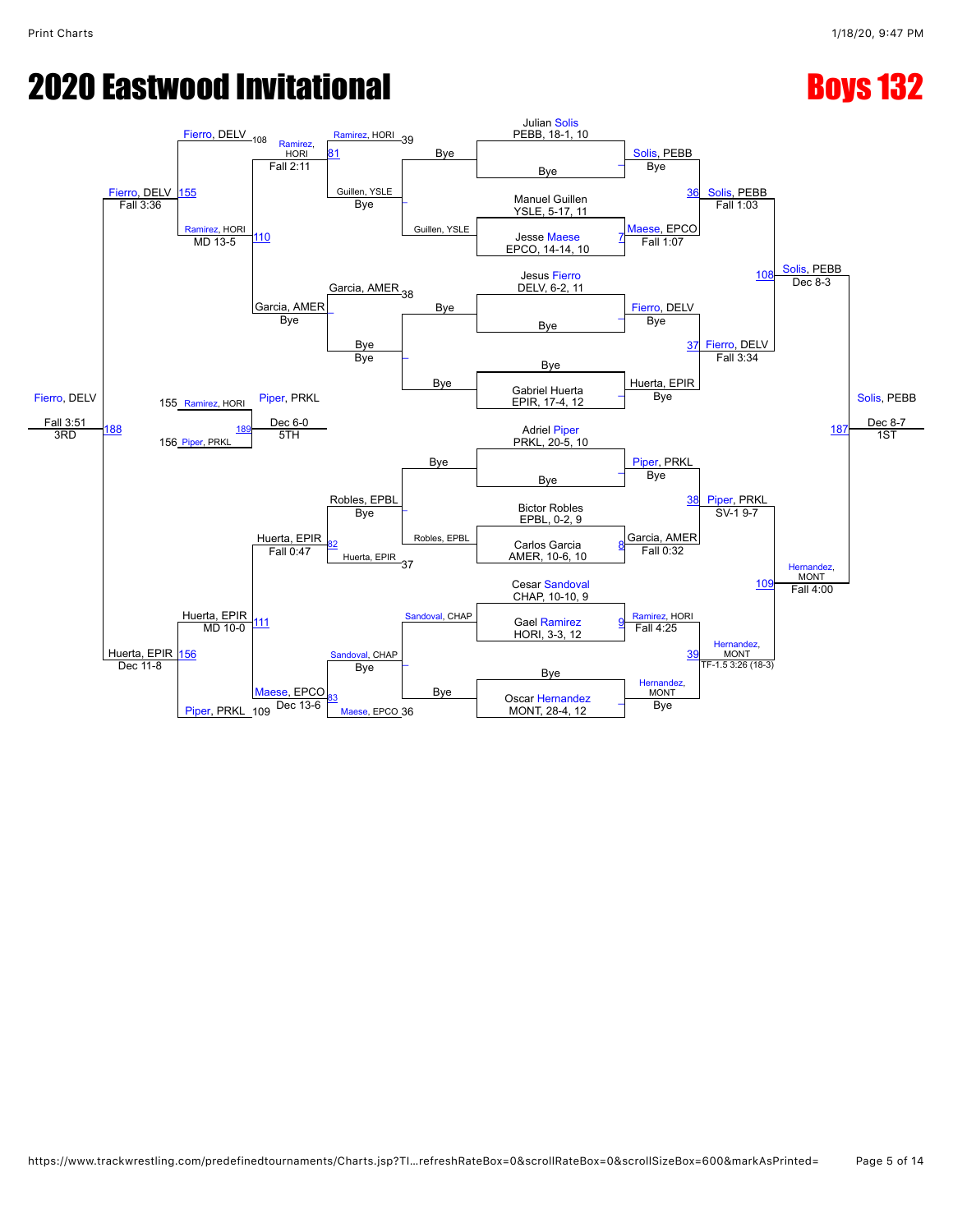# 2020 Eastwood Invitational

# Boys 132

## Championship Bracket

**Seeds / First Round**

- Julian Solis, PEBB, 18-1, 10 — Bye
- Manuel Guillen, YSLE, 5-17, 11 vs. Jesse Maese, EPCO, 14-14, 10 (Match 7)
- Jesus Fierro, DELV, 6-2, 11 — Bye
- Bye vs. Gabriel Huerta, EPIR, 17-4, 12
- Adriel Piper, PRKL, 20-5, 10 — Bye
- Bictor Robles, EPBL, 0-2, 9 vs. Carlos Garcia, AMER, 10-6, 10 (Match 8)
- Cesar Sandoval, CHAP, 10-10, 9 vs. Gael Ramirez, HORI, 3-3, 12 (Match 9)
- Bye vs. Oscar Hernandez, MONT, 28-4, 12

**Results**

| Match | Winner | Result |
|---|---|---|
| — | Solis, PEBB | Bye |
| 7 | Maese, EPCO | Fall 1:07 |
| — | Fierro, DELV | Bye |
| — | Huerta, EPIR | Bye |
| — | Piper, PRKL | Bye |
| 8 | Garcia, AMER | Fall 0:32 |
| 9 | Ramirez, HORI | Fall 4:25 |
| — | Hernandez, MONT | Bye |
| 36 | Solis, PEBB | Fall 1:03 |
| 37 | Fierro, DELV | Fall 3:34 |
| 38 | Piper, PRKL | SV-1 9-7 |
| 39 | Hernandez, MONT | TF-1.5 3:26 (18-3) |
| 108 | Solis, PEBB | Dec 8-3 |
| 109 | Hernandez, MONT | Fall 4:00 |
| 187 | Solis, PEBB | Dec 8-7 — 1ST |

## Consolation Bracket

| Match | Wrestlers | Winner | Result |
|---|---|---|---|
| — | Bye vs. Guillen, YSLE | Guillen, YSLE | Bye |
| — | Bye vs. Bye | Bye | Bye |
| — | Bye vs. Robles, EPBL | Robles, EPBL | Bye |
| — | Sandoval, CHAP vs. Bye | Sandoval, CHAP | Bye |
| 81 | Ramirez, HORI (39) vs. Guillen, YSLE | Ramirez, HORI | Fall 2:11 |
| — | Garcia, AMER (38) vs. Bye | Garcia, AMER | Bye |
| 82 | Robles, EPBL vs. Huerta, EPIR (37) | Huerta, EPIR | Fall 0:47 |
| 83 | Sandoval, CHAP vs. Maese, EPCO (36) | Maese, EPCO | Dec 13-6 |
| 110 | Ramirez, HORI vs. Garcia, AMER | Ramirez, HORI | MD 13-5 |
| 111 | Huerta, EPIR vs. Maese, EPCO | Huerta, EPIR | MD 10-0 |
| 155 | Fierro, DELV (108) vs. Ramirez, HORI | Fierro, DELV | Fall 3:36 |
| 156 | Huerta, EPIR vs. Piper, PRKL (109) | Huerta, EPIR | Dec 11-8 |
| 188 | Fierro, DELV vs. Huerta, EPIR | Fierro, DELV | Fall 3:51 — 3RD |
| 189 | Ramirez, HORI (155) vs. Piper, PRKL (156) | Piper, PRKL | Dec 6-0 — 5TH |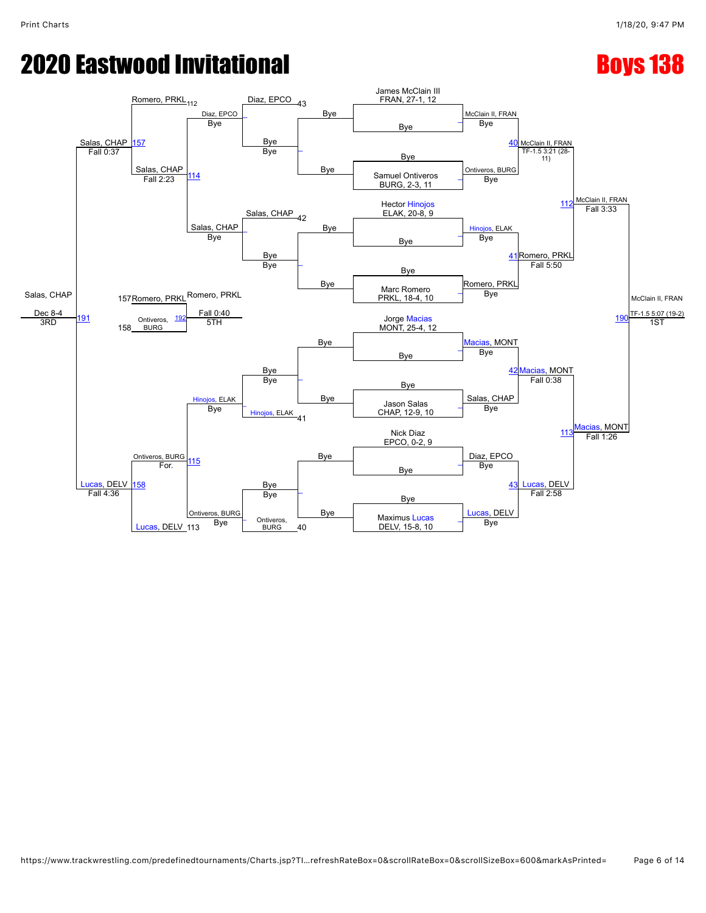# 2020 Eastwood Invitational

## Boys 138

### Championship Bracket

**First Round**
- James McClain III, FRAN, 27-1, 12 — Bye → McClain II, FRAN (Bye)
- Samuel Ontiveros, BURG, 2-3, 11 — Bye → Ontiveros, BURG (Bye)
- Hector Hinojos, ELAK, 20-8, 9 — Bye → Hinojos, ELAK (Bye)
- Marc Romero, PRKL, 18-4, 10 — Bye → Romero, PRKL (Bye)
- Jorge Macias, MONT, 25-4, 12 — Bye → Macias, MONT (Bye)
- Jason Salas, CHAP, 12-9, 10 — Bye → Salas, CHAP (Bye)
- Nick Diaz, EPCO, 0-2, 9 — Bye → Diaz, EPCO (Bye)
- Maximus Lucas, DELV, 15-8, 10 — Bye → Lucas, DELV (Bye)

**Quarterfinals**
- 40: McClain II, FRAN — TF-1.5 3:21 (28-11)
- 41: Romero, PRKL — Fall 5:50
- 42: Macias, MONT — Fall 0:38
- 43: Lucas, DELV — Fall 2:58

**Semifinals**
- 112: McClain II, FRAN — Fall 3:33
- 113: Macias, MONT — Fall 1:26

**Final**
- 190: McClain II, FRAN — TF-1.5 5:07 (19-2) — 1ST

### Consolation Bracket

**Consolation Round 1**
- 43: Diaz, EPCO — Bye
- 42: Salas, CHAP — Bye
- 41: Hinojos, ELAK — Bye
- 40: Ontiveros, BURG — Bye

**Consolation Round 2**
- Diaz, EPCO — Bye
- Salas, CHAP — Bye
- Hinojos, ELAK — Bye
- Ontiveros, BURG — Bye

**Consolation Round 3**
- 114: Salas, CHAP — Fall 2:23
- 115: Ontiveros, BURG — For.

**Consolation Semifinals**
- 157: Salas, CHAP — Fall 0:37 (vs. Romero, PRKL 112)
- 158: Lucas, DELV — Fall 4:36 (vs. Lucas, DELV 113)

**3rd Place**
- 191: Salas, CHAP — Dec 8-4 — 3RD

**5th Place**
- 192: Romero, PRKL (157) vs. Ontiveros, BURG (158) — Romero, PRKL — Fall 0:40 — 5TH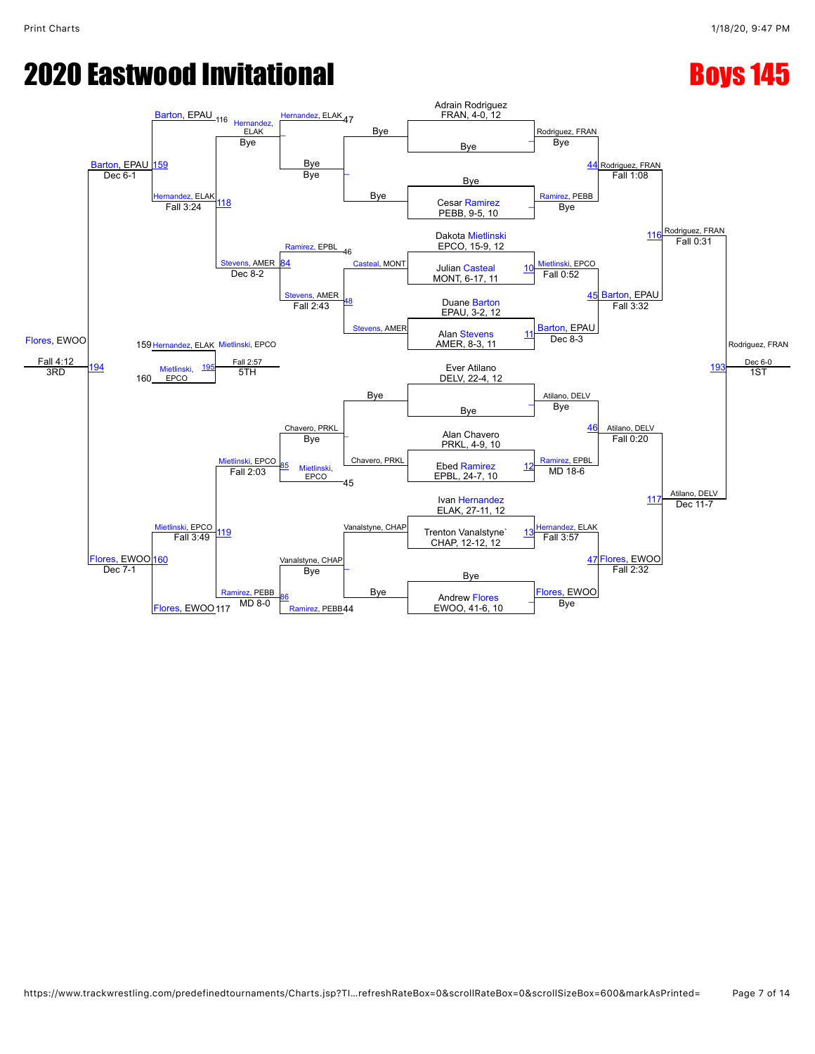# 2020 Eastwood Invitational

# Boys 145

## Championship Bracket

| Wrestler | Team, Record, Grade |
| --- | --- |
| Adrain Rodriguez | FRAN, 4-0, 12 |
| Bye | |
| Bye | |
| Cesar Ramirez | PEBB, 9-5, 10 |
| Dakota Mietlinski | EPCO, 15-9, 12 |
| Julian Casteal | MONT, 6-17, 11 |
| Duane Barton | EPAU, 3-2, 12 |
| Alan Stevens | AMER, 8-3, 11 |
| Ever Atilano | DELV, 22-4, 12 |
| Bye | |
| Alan Chavero | PRKL, 4-9, 10 |
| Ebed Ramirez | EPBL, 24-7, 10 |
| Ivan Hernandez | ELAK, 27-11, 12 |
| Trenton Vanalstyne` | CHAP, 12-12, 12 |
| Bye | |
| Andrew Flores | EWOO, 41-6, 10 |

### Championship Results

| Bout | Winner | Result |
| --- | --- | --- |
| – | Rodriguez, FRAN | Bye |
| – | Ramirez, PEBB | Bye |
| 10 | Mietlinski, EPCO | Fall 0:52 |
| 11 | Barton, EPAU | Dec 8-3 |
| – | Atilano, DELV | Bye |
| 12 | Ramirez, EPBL | MD 18-6 |
| 13 | Hernandez, ELAK | Fall 3:57 |
| – | Flores, EWOO | Bye |
| 44 | Rodriguez, FRAN | Fall 1:08 |
| 45 | Barton, EPAU | Fall 3:32 |
| 46 | Atilano, DELV | Fall 0:20 |
| 47 | Flores, EWOO | Fall 2:32 |
| 116 | Rodriguez, FRAN | Fall 0:31 |
| 117 | Atilano, DELV | Dec 11-7 |
| 193 | Rodriguez, FRAN | Dec 6-0 (1ST) |

## Consolation Bracket

| Bout | Wrestlers | Winner | Result |
| --- | --- | --- | --- |
| – | Bye vs Bye | Bye | Bye |
| – | Casteal, MONT vs Stevens, AMER | Stevens, AMER | — |
| – | Bye vs Chavero, PRKL | Chavero, PRKL | Bye |
| – | Vanalstyne, CHAP vs Bye | Vanalstyne, CHAP | — |
| – | Hernandez, ELAK (47) vs Bye | Hernandez, ELAK | Bye |
| 48 | Ramirez, EPBL (46) vs Stevens, AMER | Stevens, AMER | Fall 2:43 |
| 85 | Chavero, PRKL vs Mietlinski, EPCO (45) | Mietlinski, EPCO | Fall 2:03 |
| 86 | Vanalstyne, CHAP vs Ramirez, PEBB (44) | Ramirez, PEBB | MD 8-0 |
| 84 | Hernandez, ELAK vs Stevens, AMER | Stevens, AMER | Dec 8-2 |
| 118 | Barton, EPAU (116) vs Hernandez, ELAK | Hernandez, ELAK | Fall 3:24 |
| 119 | Mietlinski, EPCO vs Flores, EWOO (117) | Mietlinski, EPCO | Fall 3:49 |
| 159 | Barton, EPAU vs Hernandez, ELAK | Barton, EPAU | Dec 6-1 |
| 160 | Mietlinski, EPCO vs Flores, EWOO | Flores, EWOO | Dec 7-1 |
| 194 | Barton, EPAU vs Flores, EWOO | Flores, EWOO | Fall 4:12 (3RD) |
| 195 | Hernandez, ELAK (159) vs Mietlinski, EPCO (160) | Mietlinski, EPCO | Fall 2:57 (5TH) |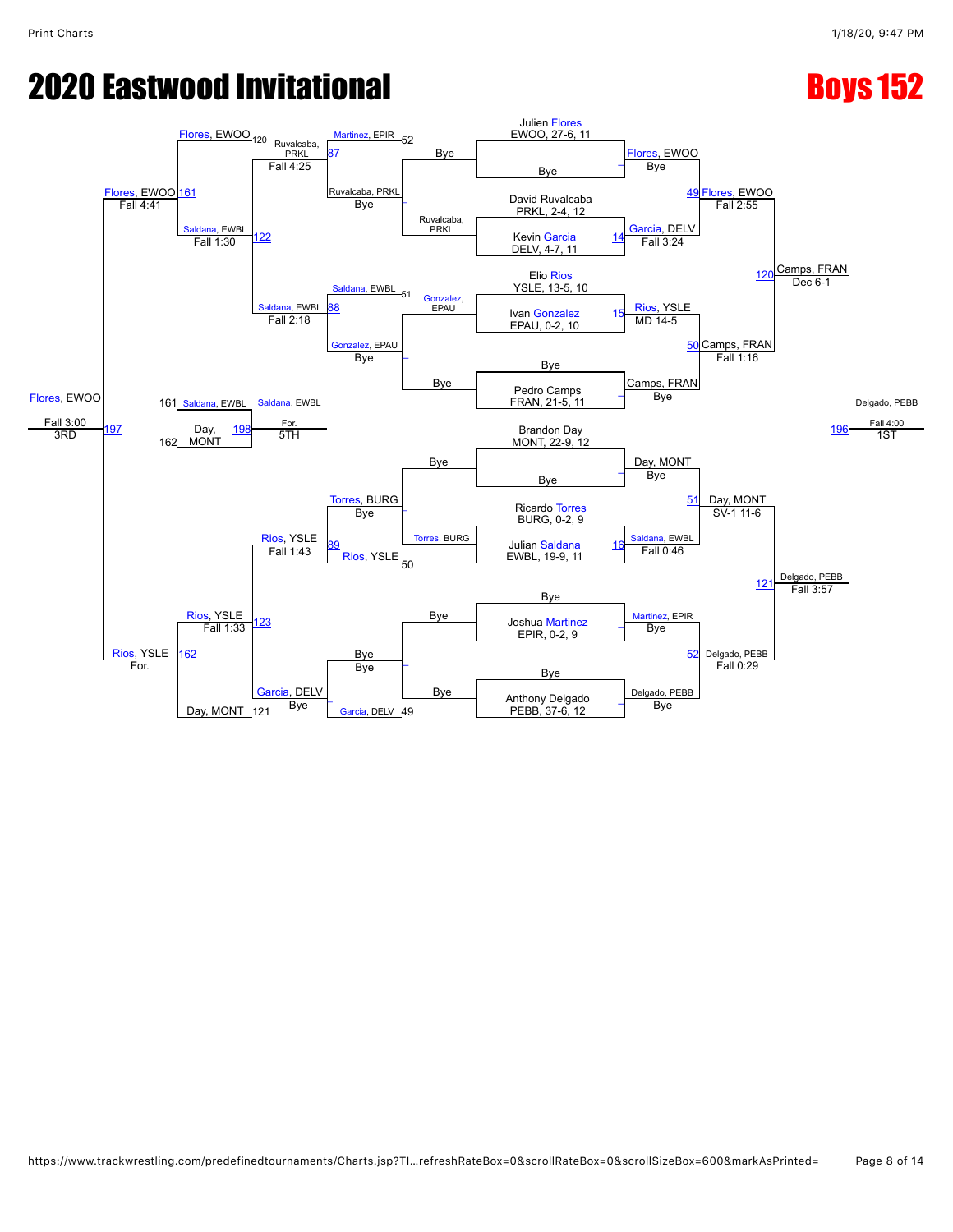# 2020 Eastwood Invitational

# Boys 152

**Championship Bracket**

| Wrestler | Round 1 | Quarterfinals | Semifinals | Finals |
| --- | --- | --- | --- | --- |
| Julien Flores, EWOO, 27-6, 11 | Flores, EWOO (Bye) | 49 Flores, EWOO (Fall 2:55) | 120 Camps, FRAN (Dec 6-1) | 196 Delgado, PEBB (Fall 4:00) — 1ST |
| Bye | | | | |
| David Ruvalcaba, PRKL, 2-4, 12 | 14 Garcia, DELV (Fall 3:24) | | | |
| Kevin Garcia, DELV, 4-7, 11 | | | | |
| Elio Rios, YSLE, 13-5, 10 | 15 Rios, YSLE (MD 14-5) | 50 Camps, FRAN (Fall 1:16) | | |
| Ivan Gonzalez, EPAU, 0-2, 10 | | | | |
| Bye | Camps, FRAN (Bye) | | | |
| Pedro Camps, FRAN, 21-5, 11 | | | | |
| Brandon Day, MONT, 22-9, 12 | Day, MONT (Bye) | 51 Day, MONT (SV-1 11-6) | 121 Delgado, PEBB (Fall 3:57) | |
| Bye | | | | |
| Ricardo Torres, BURG, 0-2, 9 | 16 Saldana, EWBL (Fall 0:46) | | | |
| Julian Saldana, EWBL, 19-9, 11 | | | | |
| Bye | Martinez, EPIR (Bye) | 52 Delgado, PEBB (Fall 0:29) | | |
| Joshua Martinez, EPIR, 0-2, 9 | | | | |
| Bye | Delgado, PEBB (Bye) | | | |
| Anthony Delgado, PEBB, 37-6, 12 | | | | |

**Consolation Bracket**

| Match | Wrestlers | Winner | Result |
| --- | --- | --- | --- |
| Cons. R1 | Bye vs Ruvalcaba, PRKL | Ruvalcaba, PRKL | Bye |
| Cons. R1 | Gonzalez, EPAU vs Bye | Gonzalez, EPAU | Bye |
| Cons. R1 | Bye vs Torres, BURG | Torres, BURG | Bye |
| Cons. R1 | Bye vs Bye | Bye | Bye |
| 52 | Martinez, EPIR vs Ruvalcaba, PRKL | Ruvalcaba, PRKL | Bye |
| 51 | Saldana, EWBL vs Gonzalez, EPAU | Gonzalez, EPAU | Bye |
| 50 | Torres, BURG vs Rios, YSLE | Rios, YSLE | Bye |
| 49 | Bye vs Garcia, DELV | Garcia, DELV | Bye |
| 87 | Ruvalcaba, PRKL | Ruvalcaba, PRKL | Fall 4:25 |
| 88 | Saldana, EWBL vs Gonzalez, EPAU | Saldana, EWBL | Fall 2:18 |
| 89 | Torres, BURG vs Rios, YSLE | Rios, YSLE | Fall 1:43 |
| Cons. | Garcia, DELV | Garcia, DELV | Bye |
| 122 | Ruvalcaba, PRKL vs Saldana, EWBL | Saldana, EWBL | Fall 1:30 |
| 123 | Rios, YSLE vs Garcia, DELV | Rios, YSLE | Fall 1:33 |
| 120 | Flores, EWOO vs Saldana, EWBL (loser of 120) | Flores, EWOO | — |
| 121 | Rios, YSLE vs Day, MONT (loser of 121) | Rios, YSLE | — |
| 161 | Flores, EWOO vs Saldana, EWBL | Flores, EWOO | Fall 4:41 |
| 162 | Rios, YSLE vs Day, MONT | Rios, YSLE | For. |
| 197 (3RD) | Flores, EWOO vs Rios, YSLE | Flores, EWOO | Fall 3:00 |
| 198 (5TH) | Saldana, EWBL (161) vs Day, MONT (162) | Saldana, EWBL | For. |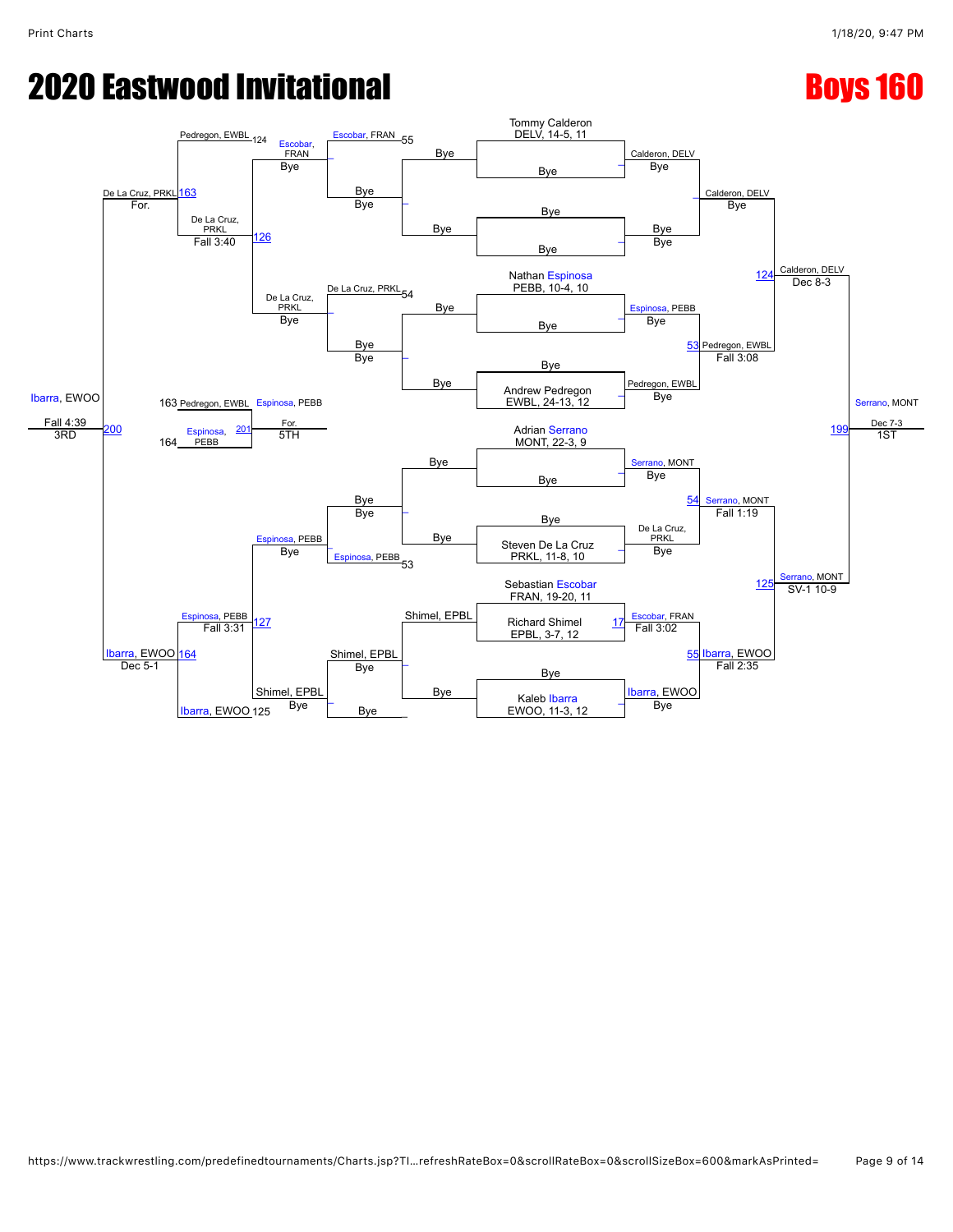# 2020 Eastwood Invitational

# Boys 160

## Championship Bracket

**Top half**

- Tommy Calderon, DELV, 14-5, 11 — Bye
- Calderon, DELV — Bye
- Bye — Bye
- Calderon, DELV — Bye
- Nathan Espinosa, PEBB, 10-4, 10 — Bye
- Espinosa, PEBB — Bye
- Andrew Pedregon, EWBL, 24-13, 12 — Bye
- Pedregon, EWBL — Bye
- 53 Pedregon, EWBL — Fall 3:08
- 124 Calderon, DELV — Dec 8-3

**Bottom half**

- Adrian Serrano, MONT, 22-3, 9 — Bye
- Serrano, MONT — Bye
- Steven De La Cruz, PRKL, 11-8, 10 — Bye
- De La Cruz, PRKL — Bye
- 54 Serrano, MONT — Fall 1:19
- Sebastian Escobar, FRAN, 19-20, 11
- Richard Shimel, EPBL, 3-7, 12
- 17 Escobar, FRAN — Fall 3:02
- Kaleb Ibarra, EWOO, 11-3, 12 — Bye
- Ibarra, EWOO — Bye
- 55 Ibarra, EWOO — Fall 2:35
- 125 Serrano, MONT — SV-1 10-9

**Final**

- 199 Serrano, MONT — Dec 7-3 — 1ST

## Consolation Bracket

- Escobar, FRAN — Bye (55)
- Escobar, FRAN — Bye
- Pedregon, EWBL (124)
- De La Cruz, PRKL (126) — Fall 3:40
- De La Cruz, PRKL (163) — For.
- De La Cruz, PRKL — Bye (54)
- De La Cruz, PRKL — Bye
- Shimel, EPBL — Bye
- Shimel, EPBL — Bye
- Espinosa, PEBB — Bye (53)
- Espinosa, PEBB — Bye
- Ibarra, EWOO (125)
- Espinosa, PEBB (127) — Fall 3:31
- Ibarra, EWOO (164) — Dec 5-1
- 200 Ibarra, EWOO — Fall 4:39 — 3RD

## 5th Place

- 163 Pedregon, EWBL
- 164 Espinosa, PEBB
- 201 Espinosa, PEBB — For. — 5TH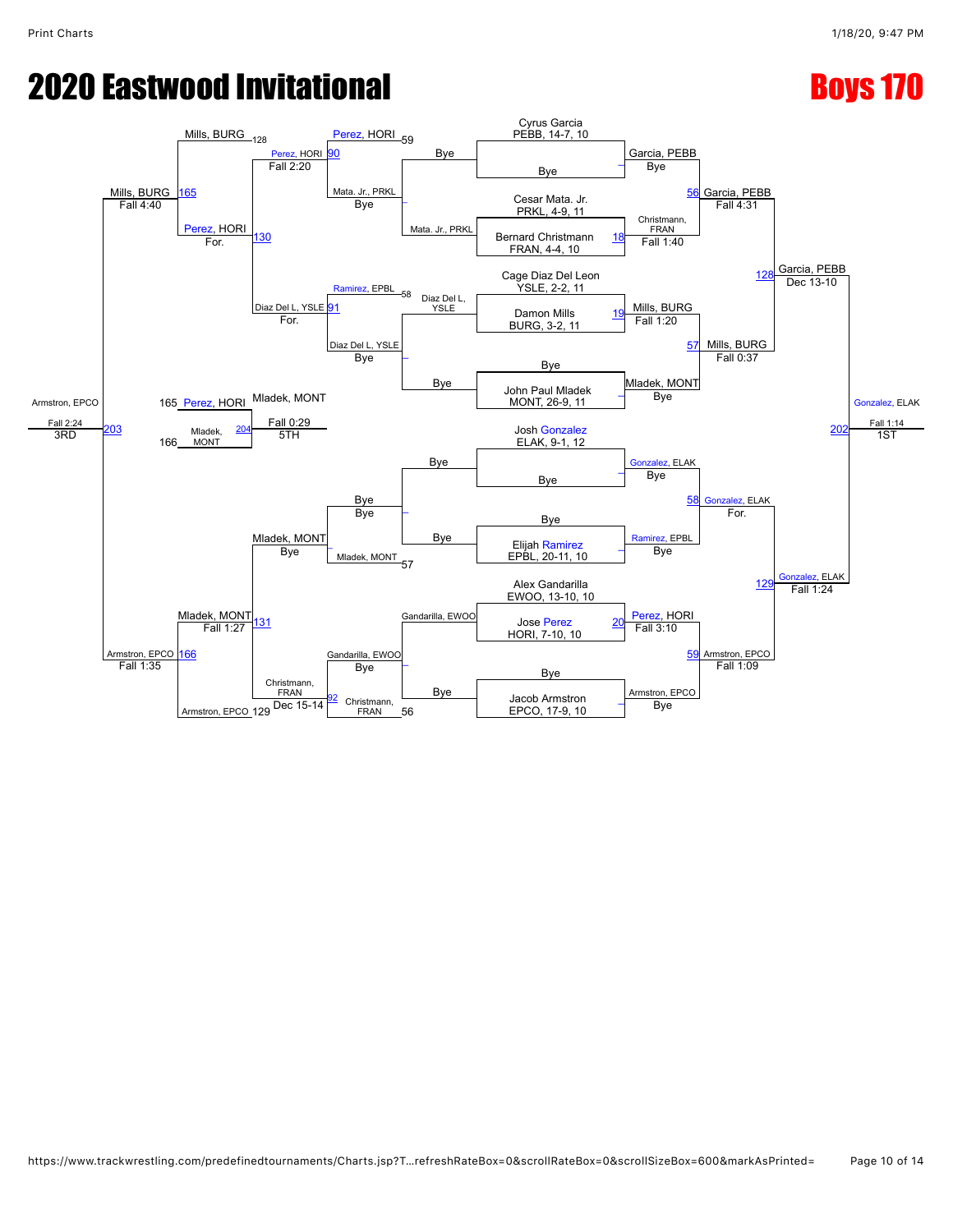# 2020 Eastwood Invitational

# Boys 170

## Championship Bracket

**Seeds / Entries**
- Cyrus Garcia, PEBB, 14-7, 10
- Bye
- Cesar Mata. Jr., PRKL, 4-9, 11
- Bernard Christmann, FRAN, 4-4, 10
- Cage Diaz Del Leon, YSLE, 2-2, 11
- Damon Mills, BURG, 3-2, 11
- Bye
- John Paul Mladek, MONT, 26-9, 11
- Josh Gonzalez, ELAK, 9-1, 12
- Bye
- Bye
- Elijah Ramirez, EPBL, 20-11, 10
- Alex Gandarilla, EWOO, 13-10, 10
- Jose Perez, HORI, 7-10, 10
- Bye
- Jacob Armstron, EPCO, 17-9, 10

**Round 1**
- Garcia, PEBB — Bye
- 18: Christmann, FRAN — Fall 1:40
- 19: Mills, BURG — Fall 1:20
- Mladek, MONT — Bye
- Gonzalez, ELAK — Bye
- Ramirez, EPBL — Bye
- 20: Perez, HORI — Fall 3:10
- Armstron, EPCO — Bye

**Quarterfinals**
- 56: Garcia, PEBB — Fall 4:31
- 57: Mills, BURG — Fall 0:37
- 58: Gonzalez, ELAK — For.
- 59: Armstron, EPCO — Fall 1:09

**Semifinals**
- 128: Garcia, PEBB — Dec 13-10
- 129: Gonzalez, ELAK — Fall 1:24

**Final (1ST)**
- 202: Gonzalez, ELAK — Fall 1:14

## Consolation Bracket

**Consolation Round 1**
- Bye vs Mata. Jr., PRKL — Mata. Jr., PRKL
- Diaz Del L, YSLE vs Bye — Diaz Del L, YSLE
- Bye vs Bye — Bye
- Gandarilla, EWOO vs Bye — Gandarilla, EWOO

**Consolation Round 2**
- 59 Perez, HORI vs Mata. Jr., PRKL — Perez, HORI (Bye)
- 58 Ramirez, EPBL vs Diaz Del L, YSLE — Diaz Del L, YSLE (Bye)
- Bye vs 57 Mladek, MONT — Mladek, MONT
- Gandarilla, EWOO vs 56 Christmann, FRAN — Christmann, FRAN (Bye)

**Consolation Round 3**
- 90: Perez, HORI — Fall 2:20
- 91: Diaz Del L, YSLE — For.
- Mladek, MONT — Bye
- 92: Christmann, FRAN — Dec 15-14

**Consolation Semifinals**
- 128 Mills, BURG vs Perez, HORI — 130: Perez, HORI — For.
- 129 Armstron, EPCO vs Mladek, MONT — 131: Mladek, MONT — Fall 1:27

**Consolation Round 5**
- 165: Mills, BURG — Fall 4:40
- 166: Armstron, EPCO — Fall 1:35

**3rd Place Match**
- 203: Armstron, EPCO — Fall 2:24 (3RD)

**5th Place Match**
- 165 Perez, HORI vs 166 Mladek, MONT
- 204: Mladek, MONT — Fall 0:29 (5TH)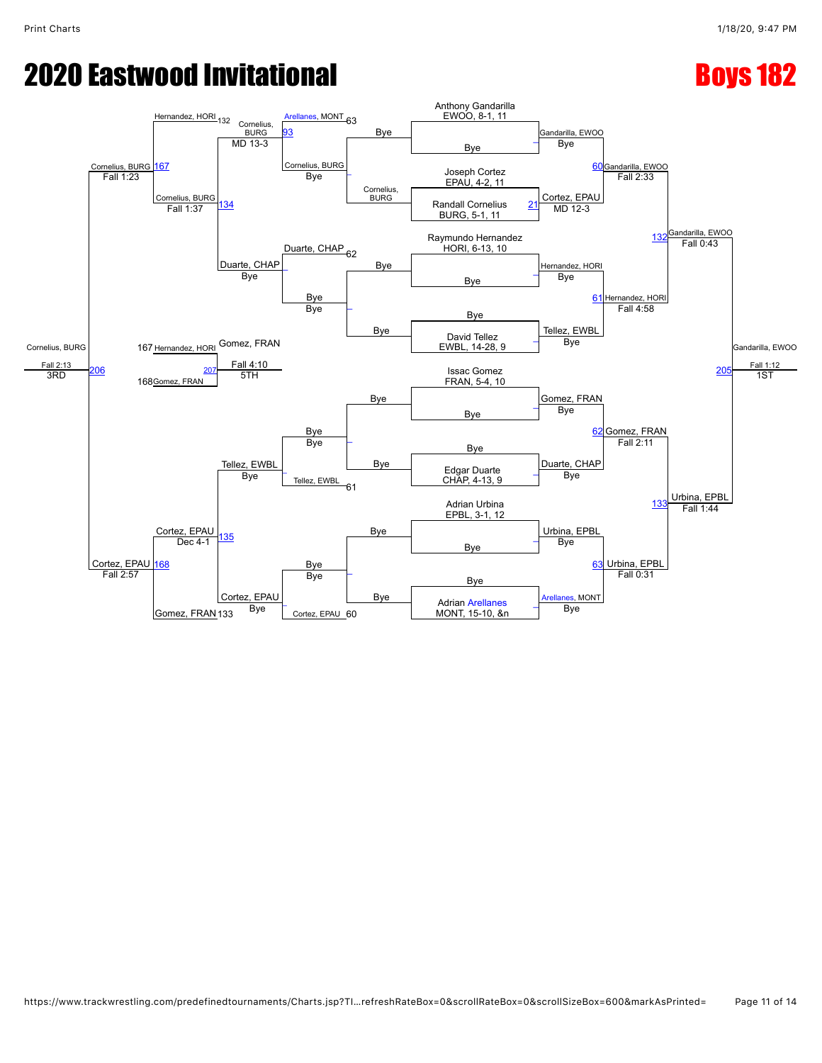# 2020 Eastwood Invitational

# Boys 182

## Championship Bracket

**First Round**

- Anthony Gandarilla, EWOO, 8-1, 11 — Bye
- Joseph Cortez, EPAU, 4-2, 11 vs Randall Cornelius, BURG, 5-1, 11 — Cortez, EPAU, MD 12-3 (21)
- Raymundo Hernandez, HORI, 6-13, 10 — Bye
- David Tellez, EWBL, 14-28, 9 — Bye
- Issac Gomez, FRAN, 5-4, 10 — Bye
- Edgar Duarte, CHAP, 4-13, 9 — Bye
- Adrian Urbina, EPBL, 3-1, 12 — Bye
- Adrian Arellanes, MONT, 15-10, &n — Bye

**Quarterfinals**

- 60: Gandarilla, EWOO over Cortez, EPAU — Fall 2:33
- 61: Hernandez, HORI over Tellez, EWBL — Fall 4:58
- 62: Gomez, FRAN over Duarte, CHAP — Fall 2:11
- 63: Urbina, EPBL over Arellanes, MONT — Fall 0:31

**Semifinals**

- 132: Gandarilla, EWOO over Hernandez, HORI — Fall 0:43
- 133: Urbina, EPBL over Gomez, FRAN — Fall 1:44

**1st Place**

- 205: Gandarilla, EWOO over Urbina, EPBL — Fall 1:12 — **1ST**

## Consolation Bracket

- Cornelius, BURG — Bye (Cornelius, BURG)
- Bye — Bye
- Bye — Bye
- Bye — Bye
- 93: Cornelius, BURG over Arellanes, MONT (loser 63) — MD 13-3
- Duarte, CHAP (loser 62) — Bye
- Tellez, EWBL (loser 61) — Bye
- Cortez, EPAU (loser 60) — Bye
- 134: Cornelius, BURG over Hernandez, HORI (loser 132) — Fall 1:37
- 135: Cortez, EPAU over Gomez, FRAN (loser 133) — Dec 4-1
- 167: Cornelius, BURG over Duarte, CHAP — Fall 1:23
- 168: Cortez, EPAU over Tellez, EWBL — Fall 2:57

**3rd Place**

- 206: Cornelius, BURG over Cortez, EPAU — Fall 2:13 — **3RD**

**5th Place**

- 207: Gomez, FRAN over Hernandez, HORI (loser 167 vs loser 168) — Fall 4:10 — **5TH**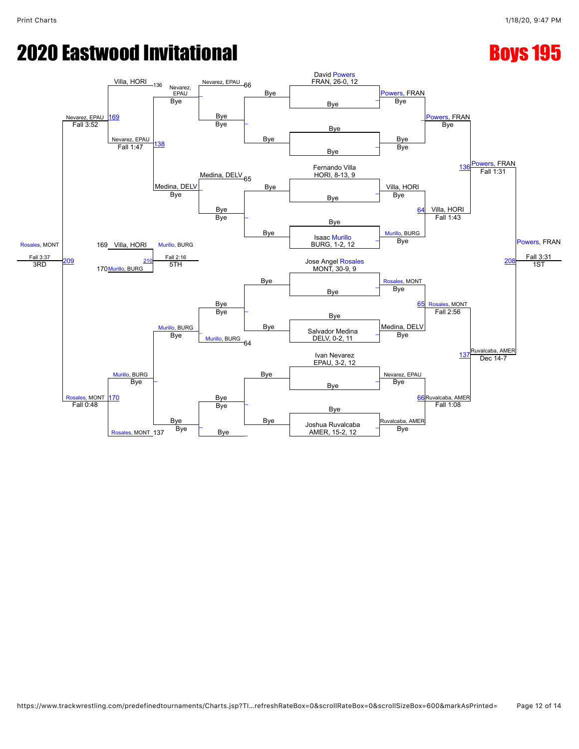# 2020 Eastwood Invitational

# Boys 195

## Championship Bracket

**Seeds / First Round**

- David Powers, FRAN, 26-0, 12 — Bye
- Bye — Bye
- Fernando Villa, HORI, 8-13, 9 — Bye
- Bye — Isaac Murillo, BURG, 1-2, 12
- Jose Angel Rosales, MONT, 30-9, 9 — Bye
- Bye — Salvador Medina, DELV, 0-2, 11
- Ivan Nevarez, EPAU, 3-2, 12 — Bye
- Bye — Joshua Ruvalcaba, AMER, 15-2, 12

**Quarterfinals**

- Powers, FRAN over Bye (Bye)
- Villa, HORI over Murillo, BURG (Bye)
- Rosales, MONT over Bye (Bye)
- Medina, DELV (Bye)
- Nevarez, EPAU (Bye)
- Ruvalcaba, AMER (Bye)

**Semifinals**

- Match 64: Villa, HORI — Fall 1:43
- Powers, FRAN — Bye
- Match 65: Rosales, MONT — Fall 2:56
- Match 66: Ruvalcaba, AMER — Fall 1:08

**Championship Semifinals**

- Match 136: Powers, FRAN — Fall 1:31
- Match 137: Ruvalcaba, AMER — Dec 14-7

**Final**

- Match 208: Powers, FRAN — Fall 3:31 — 1ST

## Consolation Bracket

- Nevarez, EPAU — Bye
- Medina, DELV — Bye
- Murillo, BURG — Bye
- Match 64: Murillo, BURG
- Match 65: Medina, DELV
- Match 66: Nevarez, EPAU
- Match 136: Villa, HORI
- Match 137: Rosales, MONT
- Match 138: Nevarez, EPAU — Fall 1:47
- Match 169: Nevarez, EPAU — Fall 3:52 (vs. Villa, HORI)
- Match 170: Rosales, MONT — Fall 0:48 (vs. Murillo, BURG)
- Match 209: Rosales, MONT — Fall 3:37 — 3RD
- Match 210 (169 Villa, HORI vs. 170 Murillo, BURG): Murillo, BURG — Fall 2:16 — 5TH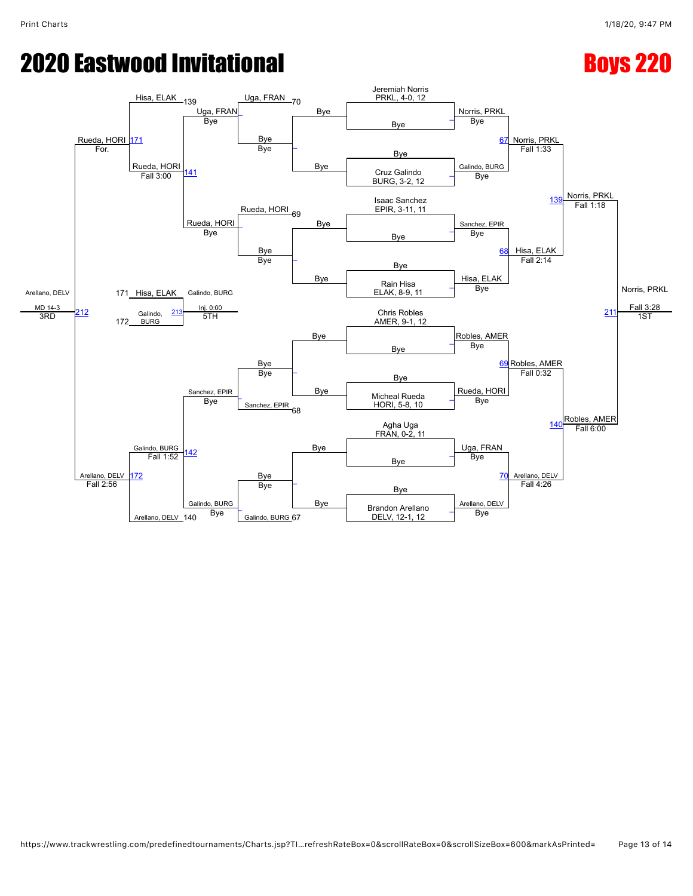# 2020 Eastwood Invitational

## Boys 220

### Championship Bracket

**Seeds / Entrants**
- Jeremiah Norris PRKL, 4-0, 12 — Bye
- Bye — Cruz Galindo BURG, 3-2, 12
- Isaac Sanchez EPIR, 3-11, 11 — Bye
- Bye — Rain Hisa ELAK, 8-9, 11
- Chris Robles AMER, 9-1, 12 — Bye
- Bye — Micheal Rueda HORI, 5-8, 10
- Agha Uga FRAN, 0-2, 11 — Bye
- Bye — Brandon Arellano DELV, 12-1, 12

**Quarterfinals**
- 67: Norris, PRKL over Galindo, BURG — Fall 1:33
- 68: Hisa, ELAK over Sanchez, EPIR — Fall 2:14
- 69: Robles, AMER over Rueda, HORI — Fall 0:32
- 70: Arellano, DELV over Uga, FRAN — Fall 4:26

**Semifinals**
- 139: Norris, PRKL over Hisa, ELAK — Fall 1:18
- 140: Robles, AMER over Arellano, DELV — Fall 6:00

**Final**
- 211: Norris, PRKL over Robles, AMER — Fall 3:28 — **1ST**

### Consolation Bracket

- Uga, FRAN (L70) — Bye
- Rueda, HORI (L69) — Bye
- Sanchez, EPIR (L68) — Bye
- Galindo, BURG (L67) — Bye
- 141: Rueda, HORI over Uga, FRAN — Fall 3:00
- 142: Galindo, BURG over Sanchez, EPIR — Fall 1:52
- 171: Rueda, HORI over Hisa, ELAK (L139) — For.
- 172: Arellano, DELV (L140) over Galindo, BURG — Fall 2:56
- 212: Arellano, DELV over Rueda, HORI — MD 14-3 — **3RD**
- 213: Galindo, BURG over Hisa, ELAK (L171 vs L172) — Inj. 0:00 — **5TH**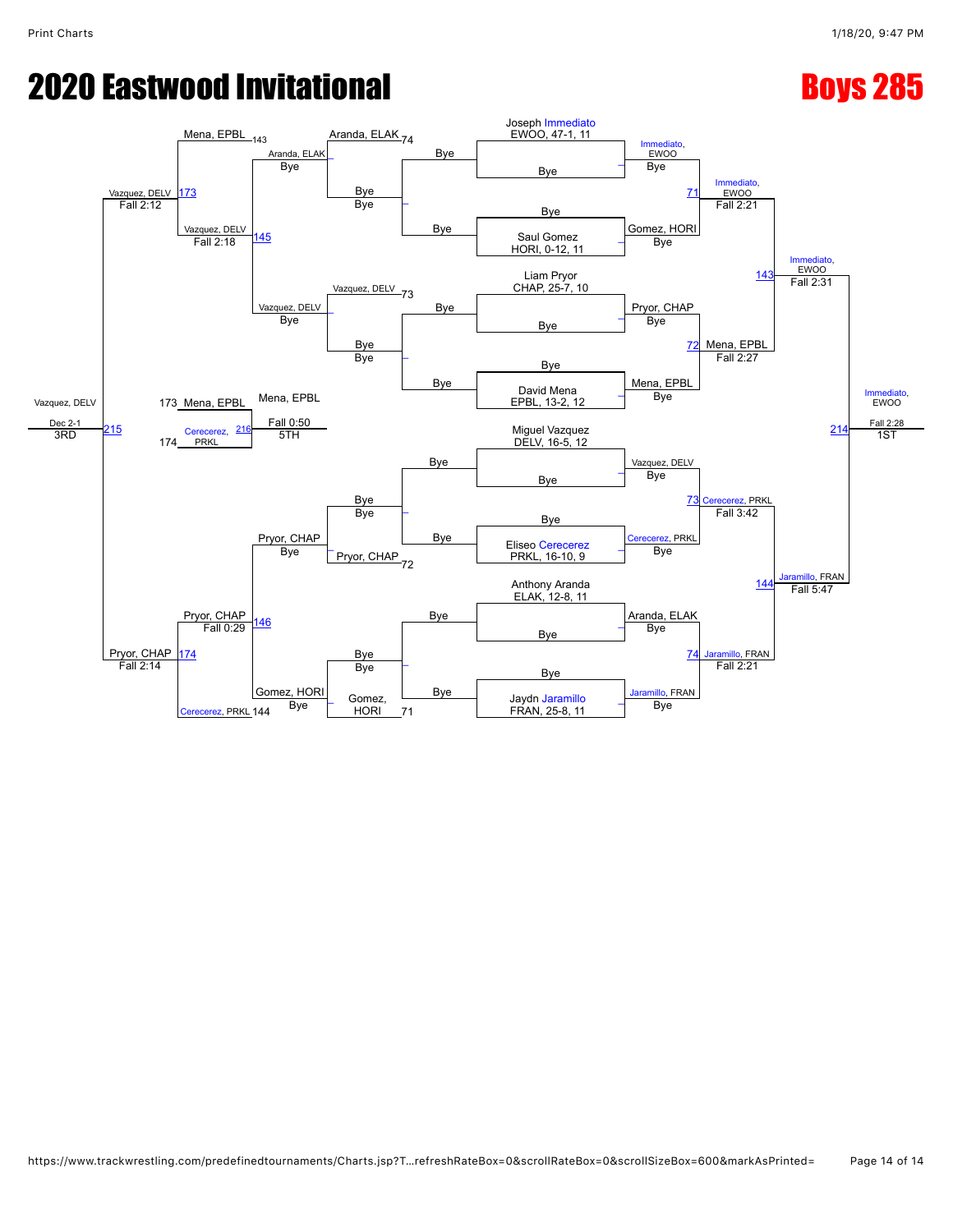# 2020 Eastwood Invitational

# Boys 285

Joseph Immediato
EWOO, 47-1, 11

Bye

Saul Gomez
HORI, 0-12, 11

Liam Pryor
CHAP, 25-7, 10

Bye

David Mena
EPBL, 13-2, 12

Miguel Vazquez
DELV, 16-5, 12

Bye

Eliseo Cerecerez
PRKL, 16-10, 9

Anthony Aranda
ELAK, 12-8, 11

Bye

Jaydn Jaramillo
FRAN, 25-8, 11

Immediato, EWOO
Bye

Gomez, HORI
Bye

Pryor, CHAP
Bye

Mena, EPBL
Bye

Vazquez, DELV
Bye

Cerecerez, PRKL
Bye

Aranda, ELAK
Bye

Jaramillo, FRAN
Bye

71 Immediato, EWOO
Fall 2:21

72 Mena, EPBL
Fall 2:27

73 Cerecerez, PRKL
Fall 3:42

74 Jaramillo, FRAN
Fall 2:21

143 Immediato, EWOO
Fall 2:31

144 Jaramillo, FRAN
Fall 5:47

214 Immediato, EWOO
Fall 2:28
1ST

Mena, EPBL 143

Aranda, ELAK 74

Aranda, ELAK
Bye

Bye
Bye

Vazquez, DELV 73

Vazquez, DELV
Bye

Bye
Bye

Bye
Bye

Pryor, CHAP
Bye

Pryor, CHAP 72

Bye
Bye

Gomez, HORI
Bye

Gomez, HORI 71

Cerecerez, PRKL 144

145 Vazquez, DELV
Fall 2:18

146 Pryor, CHAP
Fall 0:29

173 Vazquez, DELV
Fall 2:12

174 Pryor, CHAP
Fall 2:14

173 Mena, EPBL

174 Cerecerez, PRKL

216 Mena, EPBL
Fall 0:50
5TH

215 Vazquez, DELV
Dec 2-1
3RD